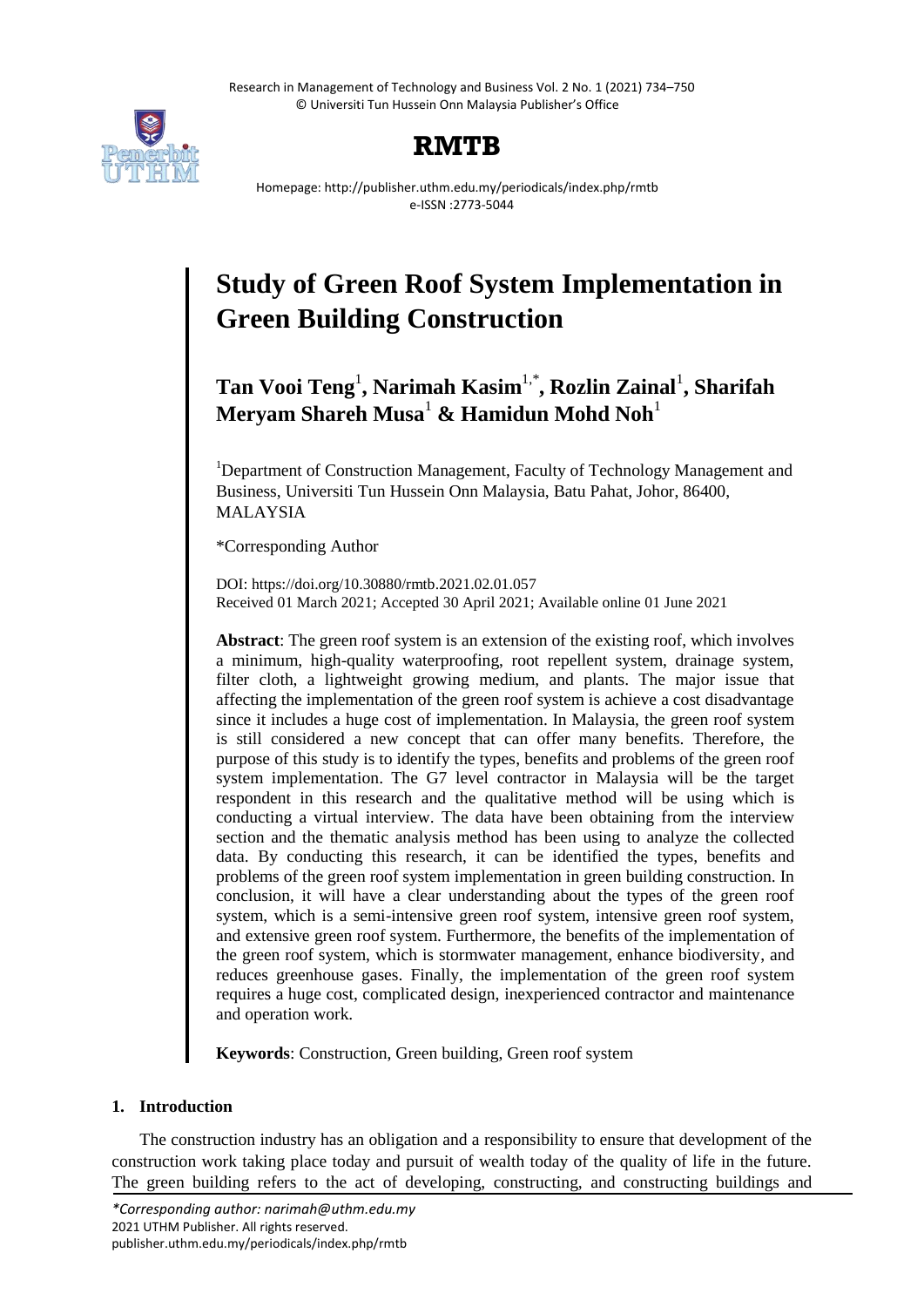# Study of Green Roof System Implementation in Green Building Construction

**Tan Vooi Teng**[1], **Narimah Kasim**[1,*], **Rozlin Zainal**[1], **Sharifah Meryam Shareh Musa**[1] **& Hamidun Mohd Noh**[1]

[1]Department of Construction Management, Faculty of Technology Management and Business, Universiti Tun Hussein Onn Malaysia, Batu Pahat, Johor, 86400, MALAYSIA

*Corresponding Author

DOI: https://doi.org/10.30880/rmtb.2021.02.01.057
Received 01 March 2021; Accepted 30 April 2021; Available online 01 June 2021

**Abstract**: The green roof system is an extension of the existing roof, which involves a minimum, high-quality waterproofing, root repellent system, drainage system, filter cloth, a lightweight growing medium, and plants. The major issue that affecting the implementation of the green roof system is achieve a cost disadvantage since it includes a huge cost of implementation. In Malaysia, the green roof system is still considered a new concept that can offer many benefits. Therefore, the purpose of this study is to identify the types, benefits and problems of the green roof system implementation. The G7 level contractor in Malaysia will be the target respondent in this research and the qualitative method will be using which is conducting a virtual interview. The data have been obtaining from the interview section and the thematic analysis method has been using to analyze the collected data. By conducting this research, it can be identified the types, benefits and problems of the green roof system implementation in green building construction. In conclusion, it will have a clear understanding about the types of the green roof system, which is a semi-intensive green roof system, intensive green roof system, and extensive green roof system. Furthermore, the benefits of the implementation of the green roof system, which is stormwater management, enhance biodiversity, and reduces greenhouse gases. Finally, the implementation of the green roof system requires a huge cost, complicated design, inexperienced contractor and maintenance and operation work.

**Keywords**: Construction, Green building, Green roof system

## 1. Introduction

The construction industry has an obligation and a responsibility to ensure that development of the construction work taking place today and pursuit of wealth today of the quality of life in the future. The green building refers to the act of developing, constructing, and constructing buildings and

*\*Corresponding author: narimah@uthm.edu.my*
2021 UTHM Publisher. All rights reserved.
publisher.uthm.edu.my/periodicals/index.php/rmtb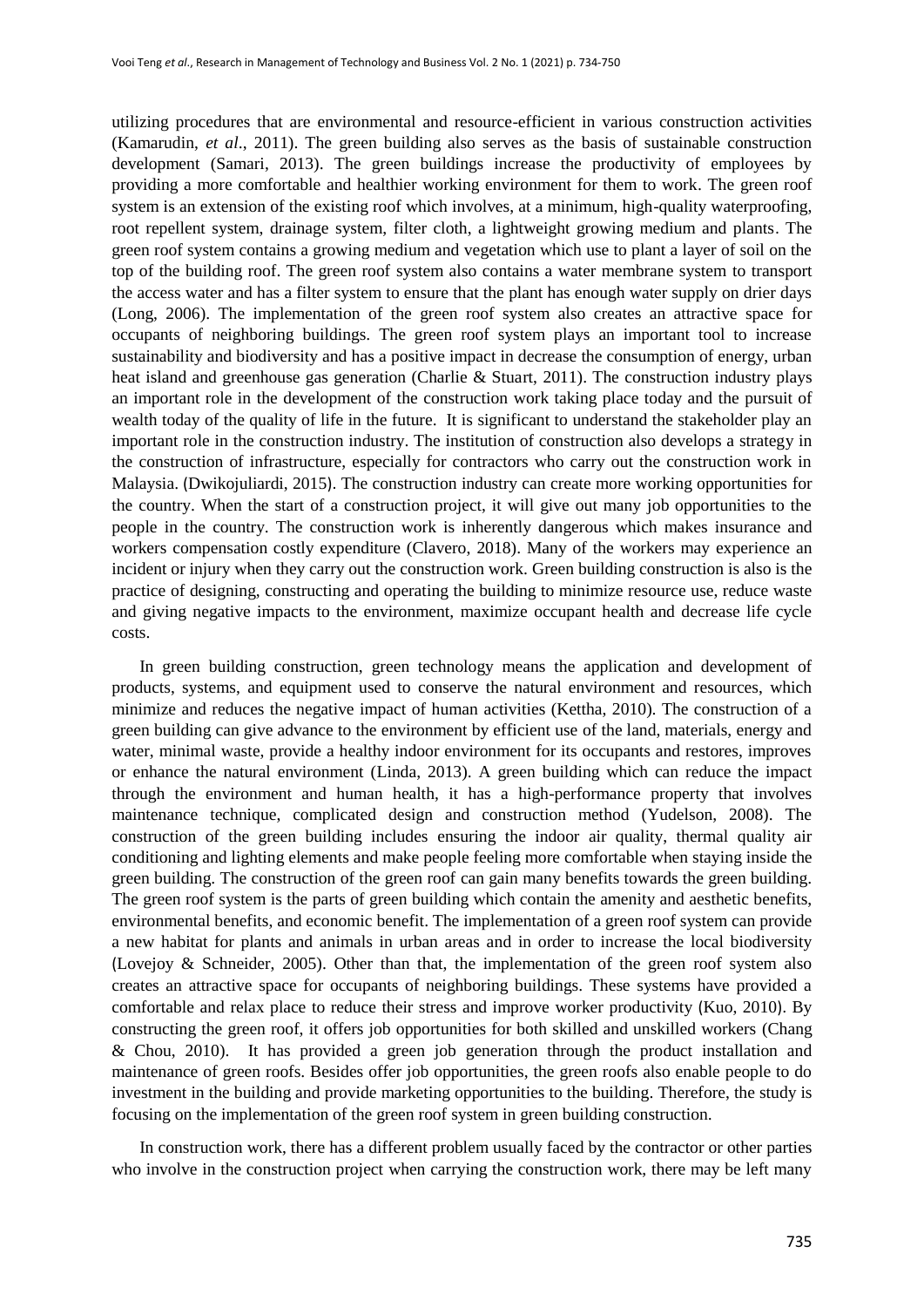utilizing procedures that are environmental and resource-efficient in various construction activities (Kamarudin, *et al*., 2011). The green building also serves as the basis of sustainable construction development (Samari, 2013). The green buildings increase the productivity of employees by providing a more comfortable and healthier working environment for them to work. The green roof system is an extension of the existing roof which involves, at a minimum, high-quality waterproofing, root repellent system, drainage system, filter cloth, a lightweight growing medium and plants. The green roof system contains a growing medium and vegetation which use to plant a layer of soil on the top of the building roof. The green roof system also contains a water membrane system to transport the access water and has a filter system to ensure that the plant has enough water supply on drier days (Long, 2006). The implementation of the green roof system also creates an attractive space for occupants of neighboring buildings. The green roof system plays an important tool to increase sustainability and biodiversity and has a positive impact in decrease the consumption of energy, urban heat island and greenhouse gas generation (Charlie & Stuart, 2011). The construction industry plays an important role in the development of the construction work taking place today and the pursuit of wealth today of the quality of life in the future. It is significant to understand the stakeholder play an important role in the construction industry. The institution of construction also develops a strategy in the construction of infrastructure, especially for contractors who carry out the construction work in Malaysia. (Dwikojuliardi, 2015). The construction industry can create more working opportunities for the country. When the start of a construction project, it will give out many job opportunities to the people in the country. The construction work is inherently dangerous which makes insurance and workers compensation costly expenditure (Clavero, 2018). Many of the workers may experience an incident or injury when they carry out the construction work. Green building construction is also is the practice of designing, constructing and operating the building to minimize resource use, reduce waste and giving negative impacts to the environment, maximize occupant health and decrease life cycle costs.

In green building construction, green technology means the application and development of products, systems, and equipment used to conserve the natural environment and resources, which minimize and reduces the negative impact of human activities (Kettha, 2010). The construction of a green building can give advance to the environment by efficient use of the land, materials, energy and water, minimal waste, provide a healthy indoor environment for its occupants and restores, improves or enhance the natural environment (Linda, 2013). A green building which can reduce the impact through the environment and human health, it has a high-performance property that involves maintenance technique, complicated design and construction method (Yudelson, 2008). The construction of the green building includes ensuring the indoor air quality, thermal quality air conditioning and lighting elements and make people feeling more comfortable when staying inside the green building. The construction of the green roof can gain many benefits towards the green building. The green roof system is the parts of green building which contain the amenity and aesthetic benefits, environmental benefits, and economic benefit. The implementation of a green roof system can provide a new habitat for plants and animals in urban areas and in order to increase the local biodiversity (Lovejoy & Schneider, 2005). Other than that, the implementation of the green roof system also creates an attractive space for occupants of neighboring buildings. These systems have provided a comfortable and relax place to reduce their stress and improve worker productivity (Kuo, 2010). By constructing the green roof, it offers job opportunities for both skilled and unskilled workers (Chang & Chou, 2010). It has provided a green job generation through the product installation and maintenance of green roofs. Besides offer job opportunities, the green roofs also enable people to do investment in the building and provide marketing opportunities to the building. Therefore, the study is focusing on the implementation of the green roof system in green building construction.

In construction work, there has a different problem usually faced by the contractor or other parties who involve in the construction project when carrying the construction work, there may be left many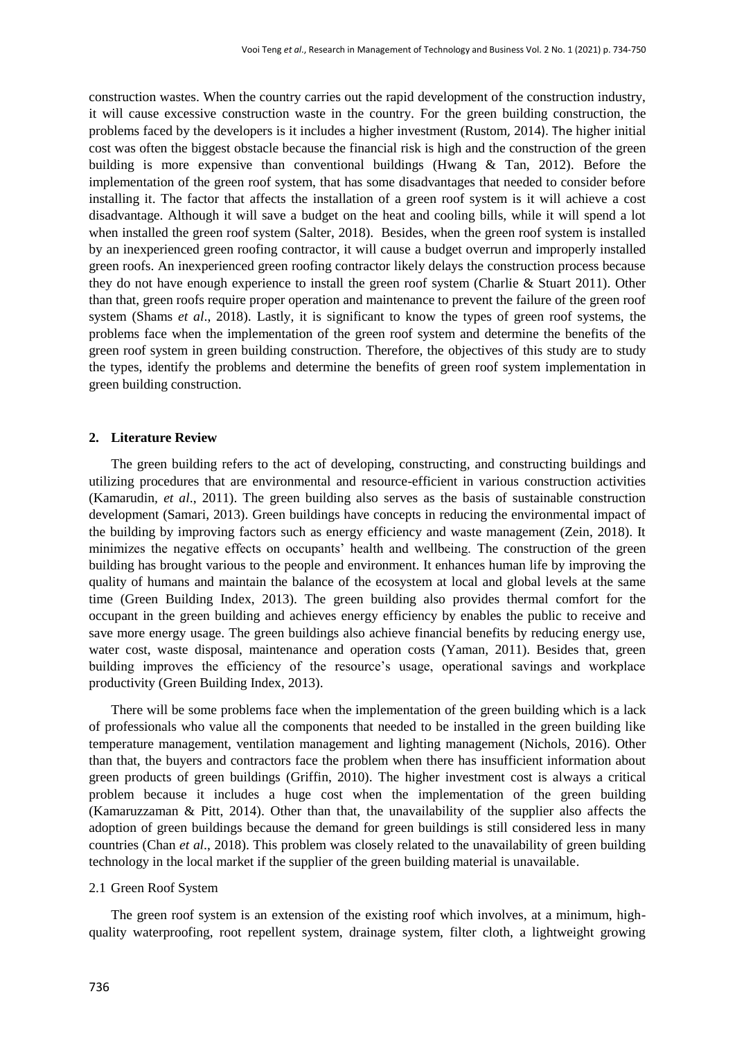construction wastes. When the country carries out the rapid development of the construction industry, it will cause excessive construction waste in the country. For the green building construction, the problems faced by the developers is it includes a higher investment (Rustom, 2014). The higher initial cost was often the biggest obstacle because the financial risk is high and the construction of the green building is more expensive than conventional buildings (Hwang & Tan, 2012). Before the implementation of the green roof system, that has some disadvantages that needed to consider before installing it. The factor that affects the installation of a green roof system is it will achieve a cost disadvantage. Although it will save a budget on the heat and cooling bills, while it will spend a lot when installed the green roof system (Salter, 2018). Besides, when the green roof system is installed by an inexperienced green roofing contractor, it will cause a budget overrun and improperly installed green roofs. An inexperienced green roofing contractor likely delays the construction process because they do not have enough experience to install the green roof system (Charlie & Stuart 2011). Other than that, green roofs require proper operation and maintenance to prevent the failure of the green roof system (Shams *et al*., 2018). Lastly, it is significant to know the types of green roof systems, the problems face when the implementation of the green roof system and determine the benefits of the green roof system in green building construction. Therefore, the objectives of this study are to study the types, identify the problems and determine the benefits of green roof system implementation in green building construction.

## 2. Literature Review

The green building refers to the act of developing, constructing, and constructing buildings and utilizing procedures that are environmental and resource-efficient in various construction activities (Kamarudin, *et al*., 2011). The green building also serves as the basis of sustainable construction development (Samari, 2013). Green buildings have concepts in reducing the environmental impact of the building by improving factors such as energy efficiency and waste management (Zein, 2018). It minimizes the negative effects on occupants' health and wellbeing. The construction of the green building has brought various to the people and environment. It enhances human life by improving the quality of humans and maintain the balance of the ecosystem at local and global levels at the same time (Green Building Index, 2013). The green building also provides thermal comfort for the occupant in the green building and achieves energy efficiency by enables the public to receive and save more energy usage. The green buildings also achieve financial benefits by reducing energy use, water cost, waste disposal, maintenance and operation costs (Yaman, 2011). Besides that, green building improves the efficiency of the resource's usage, operational savings and workplace productivity (Green Building Index, 2013).

There will be some problems face when the implementation of the green building which is a lack of professionals who value all the components that needed to be installed in the green building like temperature management, ventilation management and lighting management (Nichols, 2016). Other than that, the buyers and contractors face the problem when there has insufficient information about green products of green buildings (Griffin, 2010). The higher investment cost is always a critical problem because it includes a huge cost when the implementation of the green building (Kamaruzzaman & Pitt, 2014). Other than that, the unavailability of the supplier also affects the adoption of green buildings because the demand for green buildings is still considered less in many countries (Chan *et al*., 2018). This problem was closely related to the unavailability of green building technology in the local market if the supplier of the green building material is unavailable.

### 2.1 Green Roof System

The green roof system is an extension of the existing roof which involves, at a minimum, high-quality waterproofing, root repellent system, drainage system, filter cloth, a lightweight growing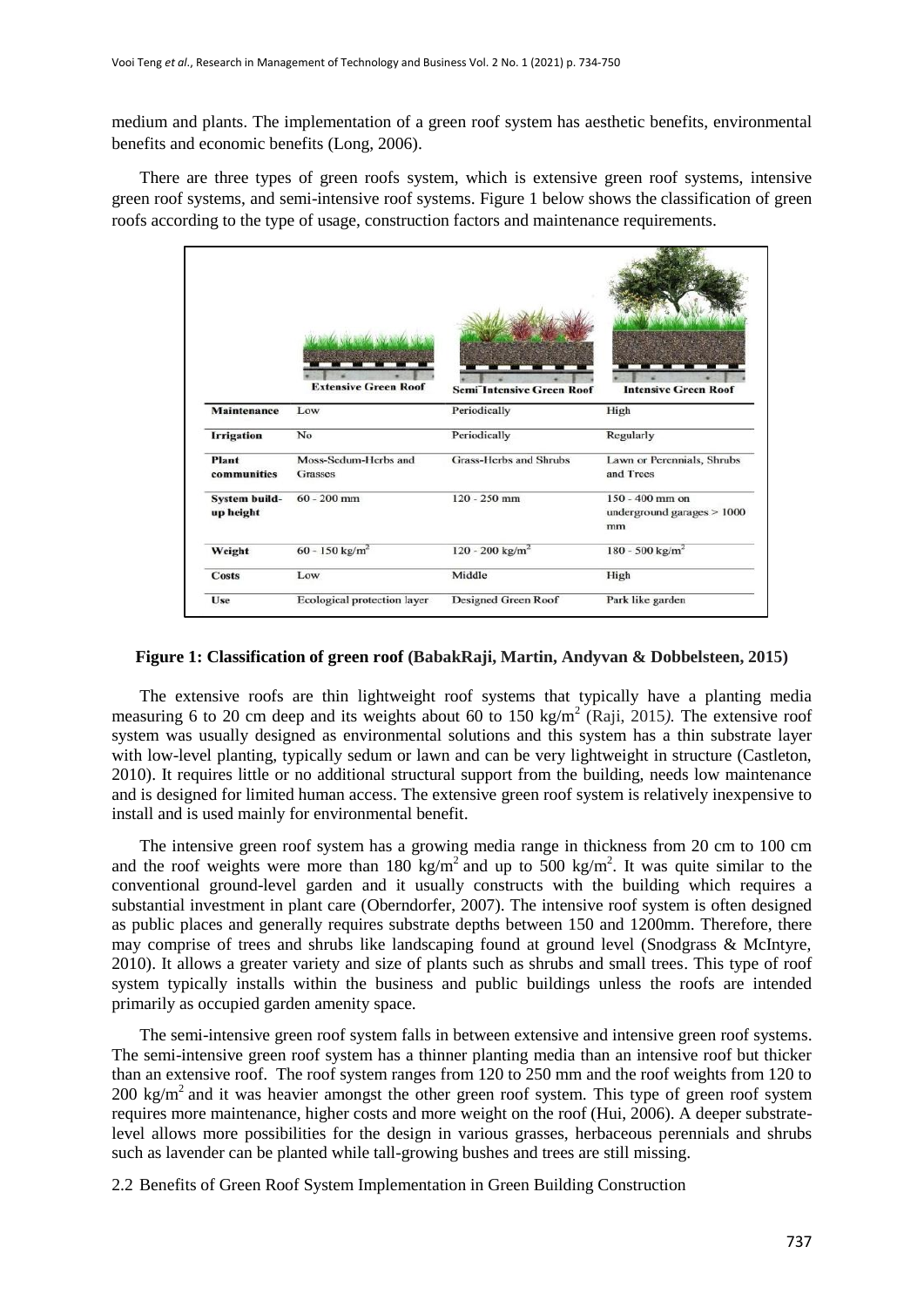medium and plants. The implementation of a green roof system has aesthetic benefits, environmental benefits and economic benefits (Long, 2006).

There are three types of green roofs system, which is extensive green roof systems, intensive green roof systems, and semi-intensive roof systems. Figure 1 below shows the classification of green roofs according to the type of usage, construction factors and maintenance requirements.

| | Extensive Green Roof | Semi Intensive Green Roof | Intensive Green Roof |
|---|---|---|---|
| **Maintenance** | Low | Periodically | High |
| **Irrigation** | No | Periodically | Regularly |
| **Plant communities** | Moss-Sedum-Herbs and Grasses | Grass-Herbs and Shrubs | Lawn or Perennials, Shrubs and Trees |
| **System build-up height** | 60 - 200 mm | 120 - 250 mm | 150 - 400 mm on underground garages > 1000 mm |
| **Weight** | 60 - 150 kg/m$^2$ | 120 - 200 kg/m$^2$ | 180 - 500 kg/m$^2$ |
| **Costs** | Low | Middle | High |
| **Use** | Ecological protection layer | Designed Green Roof | Park like garden |

**Figure 1: Classification of green roof (BabakRaji, Martin, Andyvan & Dobbelsteen, 2015)**

The extensive roofs are thin lightweight roof systems that typically have a planting media measuring 6 to 20 cm deep and its weights about 60 to 150 kg/m$^2$ (Raji, 2015*).* The extensive roof system was usually designed as environmental solutions and this system has a thin substrate layer with low-level planting, typically sedum or lawn and can be very lightweight in structure (Castleton, 2010). It requires little or no additional structural support from the building, needs low maintenance and is designed for limited human access. The extensive green roof system is relatively inexpensive to install and is used mainly for environmental benefit.

The intensive green roof system has a growing media range in thickness from 20 cm to 100 cm and the roof weights were more than 180 kg/m$^2$ and up to 500 kg/m$^2$. It was quite similar to the conventional ground-level garden and it usually constructs with the building which requires a substantial investment in plant care (Oberndorfer, 2007). The intensive roof system is often designed as public places and generally requires substrate depths between 150 and 1200mm. Therefore, there may comprise of trees and shrubs like landscaping found at ground level (Snodgrass & McIntyre, 2010). It allows a greater variety and size of plants such as shrubs and small trees. This type of roof system typically installs within the business and public buildings unless the roofs are intended primarily as occupied garden amenity space.

The semi-intensive green roof system falls in between extensive and intensive green roof systems. The semi-intensive green roof system has a thinner planting media than an intensive roof but thicker than an extensive roof. The roof system ranges from 120 to 250 mm and the roof weights from 120 to 200 kg/m$^2$ and it was heavier amongst the other green roof system. This type of green roof system requires more maintenance, higher costs and more weight on the roof (Hui, 2006). A deeper substrate-level allows more possibilities for the design in various grasses, herbaceous perennials and shrubs such as lavender can be planted while tall-growing bushes and trees are still missing.

## 2.2 Benefits of Green Roof System Implementation in Green Building Construction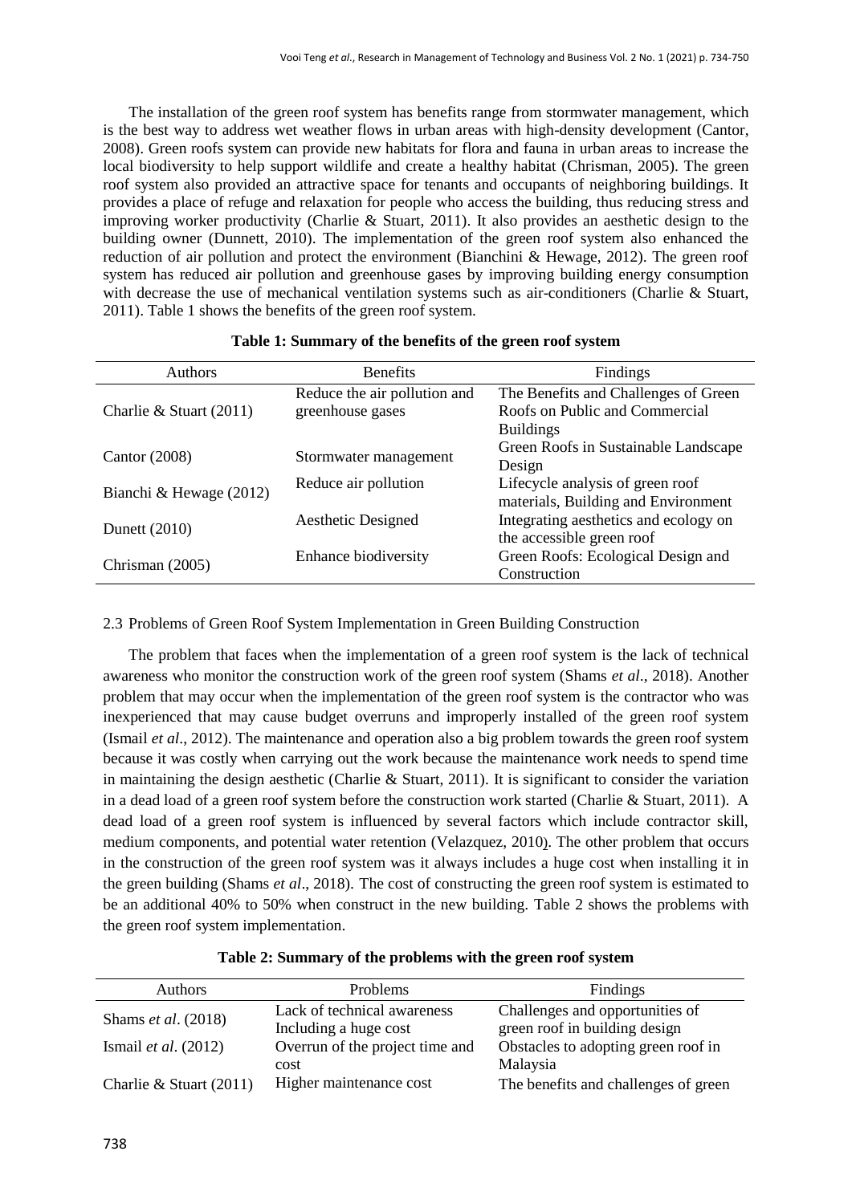The installation of the green roof system has benefits range from stormwater management, which is the best way to address wet weather flows in urban areas with high-density development (Cantor, 2008). Green roofs system can provide new habitats for flora and fauna in urban areas to increase the local biodiversity to help support wildlife and create a healthy habitat (Chrisman, 2005). The green roof system also provided an attractive space for tenants and occupants of neighboring buildings. It provides a place of refuge and relaxation for people who access the building, thus reducing stress and improving worker productivity (Charlie & Stuart, 2011). It also provides an aesthetic design to the building owner (Dunnett, 2010). The implementation of the green roof system also enhanced the reduction of air pollution and protect the environment (Bianchini & Hewage, 2012). The green roof system has reduced air pollution and greenhouse gases by improving building energy consumption with decrease the use of mechanical ventilation systems such as air-conditioners (Charlie & Stuart, 2011). Table 1 shows the benefits of the green roof system.

**Table 1: Summary of the benefits of the green roof system**

| Authors | Benefits | Findings |
|---|---|---|
| Charlie & Stuart (2011) | Reduce the air pollution and greenhouse gases | The Benefits and Challenges of Green Roofs on Public and Commercial Buildings |
| Cantor (2008) | Stormwater management | Green Roofs in Sustainable Landscape Design |
| Bianchi & Hewage (2012) | Reduce air pollution | Lifecycle analysis of green roof materials, Building and Environment |
| Dunett (2010) | Aesthetic Designed | Integrating aesthetics and ecology on the accessible green roof |
| Chrisman (2005) | Enhance biodiversity | Green Roofs: Ecological Design and Construction |

2.3 Problems of Green Roof System Implementation in Green Building Construction

The problem that faces when the implementation of a green roof system is the lack of technical awareness who monitor the construction work of the green roof system (Shams *et al*., 2018). Another problem that may occur when the implementation of the green roof system is the contractor who was inexperienced that may cause budget overruns and improperly installed of the green roof system (Ismail *et al*., 2012). The maintenance and operation also a big problem towards the green roof system because it was costly when carrying out the work because the maintenance work needs to spend time in maintaining the design aesthetic (Charlie & Stuart, 2011). It is significant to consider the variation in a dead load of a green roof system before the construction work started (Charlie & Stuart, 2011). A dead load of a green roof system is influenced by several factors which include contractor skill, medium components, and potential water retention (Velazquez, 2010). The other problem that occurs in the construction of the green roof system was it always includes a huge cost when installing it in the green building (Shams *et al*., 2018). The cost of constructing the green roof system is estimated to be an additional 40% to 50% when construct in the new building. Table 2 shows the problems with the green roof system implementation.

**Table 2: Summary of the problems with the green roof system**

| Authors | Problems | Findings |
|---|---|---|
| Shams *et al*. (2018) | Lack of technical awareness Including a huge cost | Challenges and opportunities of green roof in building design |
| Ismail *et al*. (2012) | Overrun of the project time and cost | Obstacles to adopting green roof in Malaysia |
| Charlie & Stuart (2011) | Higher maintenance cost | The benefits and challenges of green |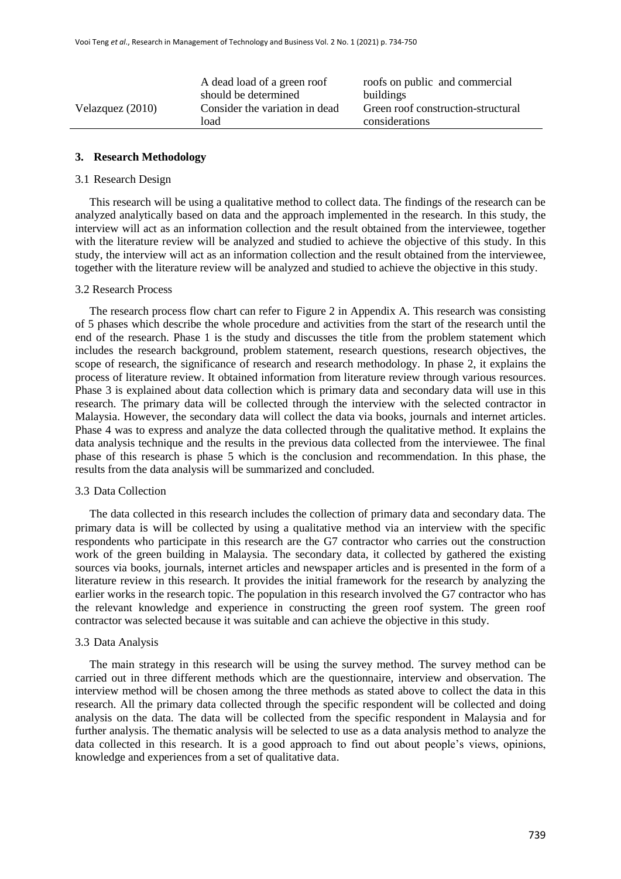|  |  |  |
|---|---|---|
|  | A dead load of a green roof should be determined | roofs on public and commercial buildings |
| Velazquez (2010) | Consider the variation in dead load | Green roof construction-structural considerations |

## 3. Research Methodology

### 3.1 Research Design

This research will be using a qualitative method to collect data. The findings of the research can be analyzed analytically based on data and the approach implemented in the research. In this study, the interview will act as an information collection and the result obtained from the interviewee, together with the literature review will be analyzed and studied to achieve the objective of this study. In this study, the interview will act as an information collection and the result obtained from the interviewee, together with the literature review will be analyzed and studied to achieve the objective in this study.

### 3.2 Research Process

The research process flow chart can refer to Figure 2 in Appendix A. This research was consisting of 5 phases which describe the whole procedure and activities from the start of the research until the end of the research. Phase 1 is the study and discusses the title from the problem statement which includes the research background, problem statement, research questions, research objectives, the scope of research, the significance of research and research methodology. In phase 2, it explains the process of literature review. It obtained information from literature review through various resources. Phase 3 is explained about data collection which is primary data and secondary data will use in this research. The primary data will be collected through the interview with the selected contractor in Malaysia. However, the secondary data will collect the data via books, journals and internet articles. Phase 4 was to express and analyze the data collected through the qualitative method. It explains the data analysis technique and the results in the previous data collected from the interviewee. The final phase of this research is phase 5 which is the conclusion and recommendation. In this phase, the results from the data analysis will be summarized and concluded.

### 3.3 Data Collection

The data collected in this research includes the collection of primary data and secondary data. The primary data is will be collected by using a qualitative method via an interview with the specific respondents who participate in this research are the G7 contractor who carries out the construction work of the green building in Malaysia. The secondary data, it collected by gathered the existing sources via books, journals, internet articles and newspaper articles and is presented in the form of a literature review in this research. It provides the initial framework for the research by analyzing the earlier works in the research topic. The population in this research involved the G7 contractor who has the relevant knowledge and experience in constructing the green roof system. The green roof contractor was selected because it was suitable and can achieve the objective in this study.

### 3.3 Data Analysis

The main strategy in this research will be using the survey method. The survey method can be carried out in three different methods which are the questionnaire, interview and observation. The interview method will be chosen among the three methods as stated above to collect the data in this research. All the primary data collected through the specific respondent will be collected and doing analysis on the data. The data will be collected from the specific respondent in Malaysia and for further analysis. The thematic analysis will be selected to use as a data analysis method to analyze the data collected in this research. It is a good approach to find out about people's views, opinions, knowledge and experiences from a set of qualitative data.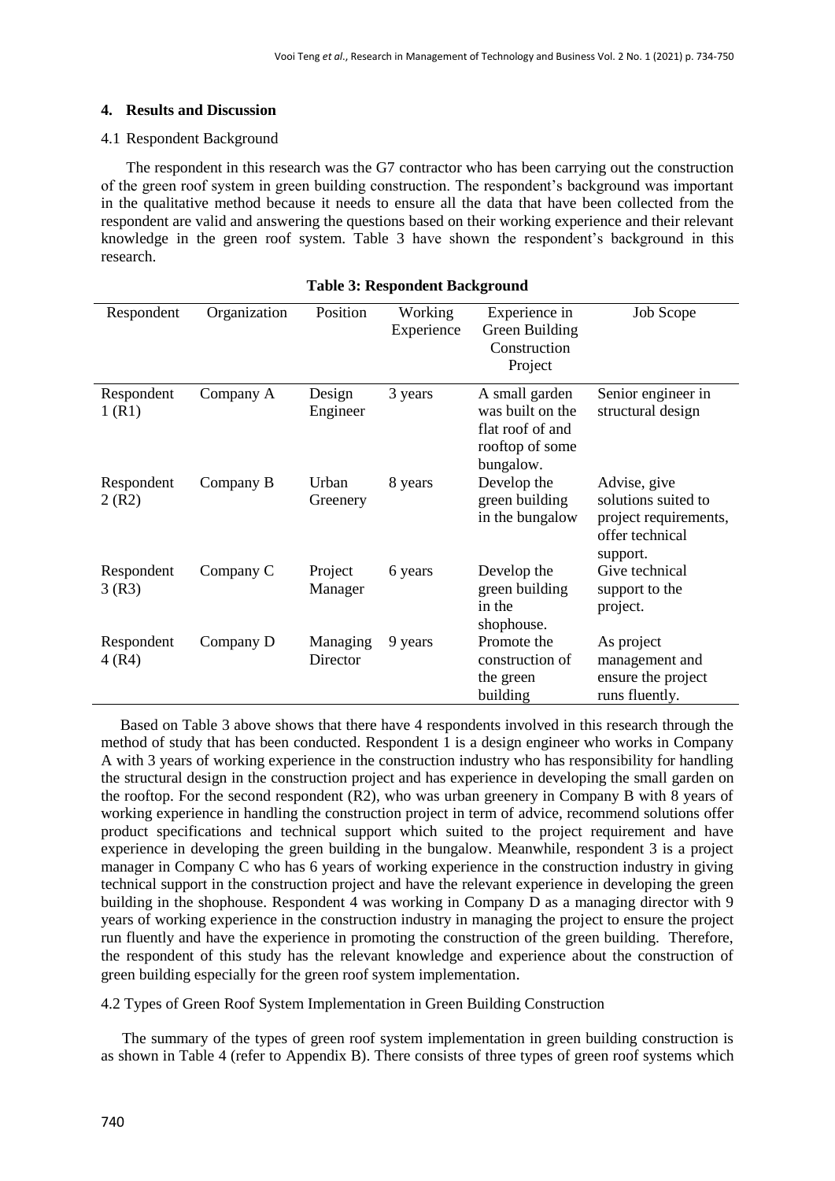## 4. Results and Discussion

### 4.1 Respondent Background

The respondent in this research was the G7 contractor who has been carrying out the construction of the green roof system in green building construction. The respondent's background was important in the qualitative method because it needs to ensure all the data that have been collected from the respondent are valid and answering the questions based on their working experience and their relevant knowledge in the green roof system. Table 3 have shown the respondent's background in this research.

**Table 3: Respondent Background**

| Respondent | Organization | Position | Working Experience | Experience in Green Building Construction Project | Job Scope |
|---|---|---|---|---|---|
| Respondent 1 (R1) | Company A | Design Engineer | 3 years | A small garden was built on the flat roof of and rooftop of some bungalow. | Senior engineer in structural design |
| Respondent 2 (R2) | Company B | Urban Greenery | 8 years | Develop the green building in the bungalow | Advise, give solutions suited to project requirements, offer technical support. |
| Respondent 3 (R3) | Company C | Project Manager | 6 years | Develop the green building in the shophouse. | Give technical support to the project. |
| Respondent 4 (R4) | Company D | Managing Director | 9 years | Promote the construction of the green building | As project management and ensure the project runs fluently. |

Based on Table 3 above shows that there have 4 respondents involved in this research through the method of study that has been conducted. Respondent 1 is a design engineer who works in Company A with 3 years of working experience in the construction industry who has responsibility for handling the structural design in the construction project and has experience in developing the small garden on the rooftop. For the second respondent (R2), who was urban greenery in Company B with 8 years of working experience in handling the construction project in term of advice, recommend solutions offer product specifications and technical support which suited to the project requirement and have experience in developing the green building in the bungalow. Meanwhile, respondent 3 is a project manager in Company C who has 6 years of working experience in the construction industry in giving technical support in the construction project and have the relevant experience in developing the green building in the shophouse. Respondent 4 was working in Company D as a managing director with 9 years of working experience in the construction industry in managing the project to ensure the project run fluently and have the experience in promoting the construction of the green building. Therefore, the respondent of this study has the relevant knowledge and experience about the construction of green building especially for the green roof system implementation.

### 4.2 Types of Green Roof System Implementation in Green Building Construction

The summary of the types of green roof system implementation in green building construction is as shown in Table 4 (refer to Appendix B). There consists of three types of green roof systems which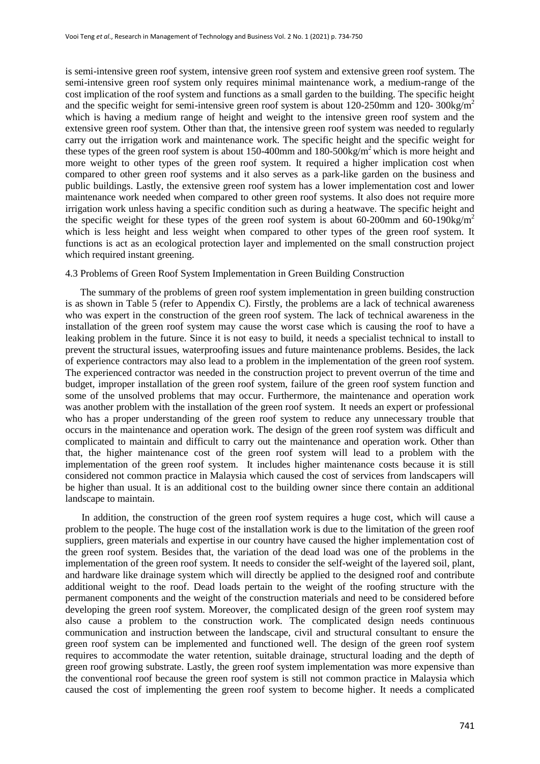is semi-intensive green roof system, intensive green roof system and extensive green roof system. The semi-intensive green roof system only requires minimal maintenance work, a medium-range of the cost implication of the roof system and functions as a small garden to the building. The specific height and the specific weight for semi-intensive green roof system is about 120-250mm and 120- 300kg/m$^2$ which is having a medium range of height and weight to the intensive green roof system and the extensive green roof system. Other than that, the intensive green roof system was needed to regularly carry out the irrigation work and maintenance work. The specific height and the specific weight for these types of the green roof system is about 150-400mm and 180-500kg/m$^2$ which is more height and more weight to other types of the green roof system. It required a higher implication cost when compared to other green roof systems and it also serves as a park-like garden on the business and public buildings. Lastly, the extensive green roof system has a lower implementation cost and lower maintenance work needed when compared to other green roof systems. It also does not require more irrigation work unless having a specific condition such as during a heatwave. The specific height and the specific weight for these types of the green roof system is about 60-200mm and 60-190kg/m$^2$ which is less height and less weight when compared to other types of the green roof system. It functions is act as an ecological protection layer and implemented on the small construction project which required instant greening.

### 4.3 Problems of Green Roof System Implementation in Green Building Construction

The summary of the problems of green roof system implementation in green building construction is as shown in Table 5 (refer to Appendix C). Firstly, the problems are a lack of technical awareness who was expert in the construction of the green roof system. The lack of technical awareness in the installation of the green roof system may cause the worst case which is causing the roof to have a leaking problem in the future. Since it is not easy to build, it needs a specialist technical to install to prevent the structural issues, waterproofing issues and future maintenance problems. Besides, the lack of experience contractors may also lead to a problem in the implementation of the green roof system. The experienced contractor was needed in the construction project to prevent overrun of the time and budget, improper installation of the green roof system, failure of the green roof system function and some of the unsolved problems that may occur. Furthermore, the maintenance and operation work was another problem with the installation of the green roof system. It needs an expert or professional who has a proper understanding of the green roof system to reduce any unnecessary trouble that occurs in the maintenance and operation work. The design of the green roof system was difficult and complicated to maintain and difficult to carry out the maintenance and operation work. Other than that, the higher maintenance cost of the green roof system will lead to a problem with the implementation of the green roof system. It includes higher maintenance costs because it is still considered not common practice in Malaysia which caused the cost of services from landscapers will be higher than usual. It is an additional cost to the building owner since there contain an additional landscape to maintain.

In addition, the construction of the green roof system requires a huge cost, which will cause a problem to the people. The huge cost of the installation work is due to the limitation of the green roof suppliers, green materials and expertise in our country have caused the higher implementation cost of the green roof system. Besides that, the variation of the dead load was one of the problems in the implementation of the green roof system. It needs to consider the self-weight of the layered soil, plant, and hardware like drainage system which will directly be applied to the designed roof and contribute additional weight to the roof. Dead loads pertain to the weight of the roofing structure with the permanent components and the weight of the construction materials and need to be considered before developing the green roof system. Moreover, the complicated design of the green roof system may also cause a problem to the construction work. The complicated design needs continuous communication and instruction between the landscape, civil and structural consultant to ensure the green roof system can be implemented and functioned well. The design of the green roof system requires to accommodate the water retention, suitable drainage, structural loading and the depth of green roof growing substrate. Lastly, the green roof system implementation was more expensive than the conventional roof because the green roof system is still not common practice in Malaysia which caused the cost of implementing the green roof system to become higher. It needs a complicated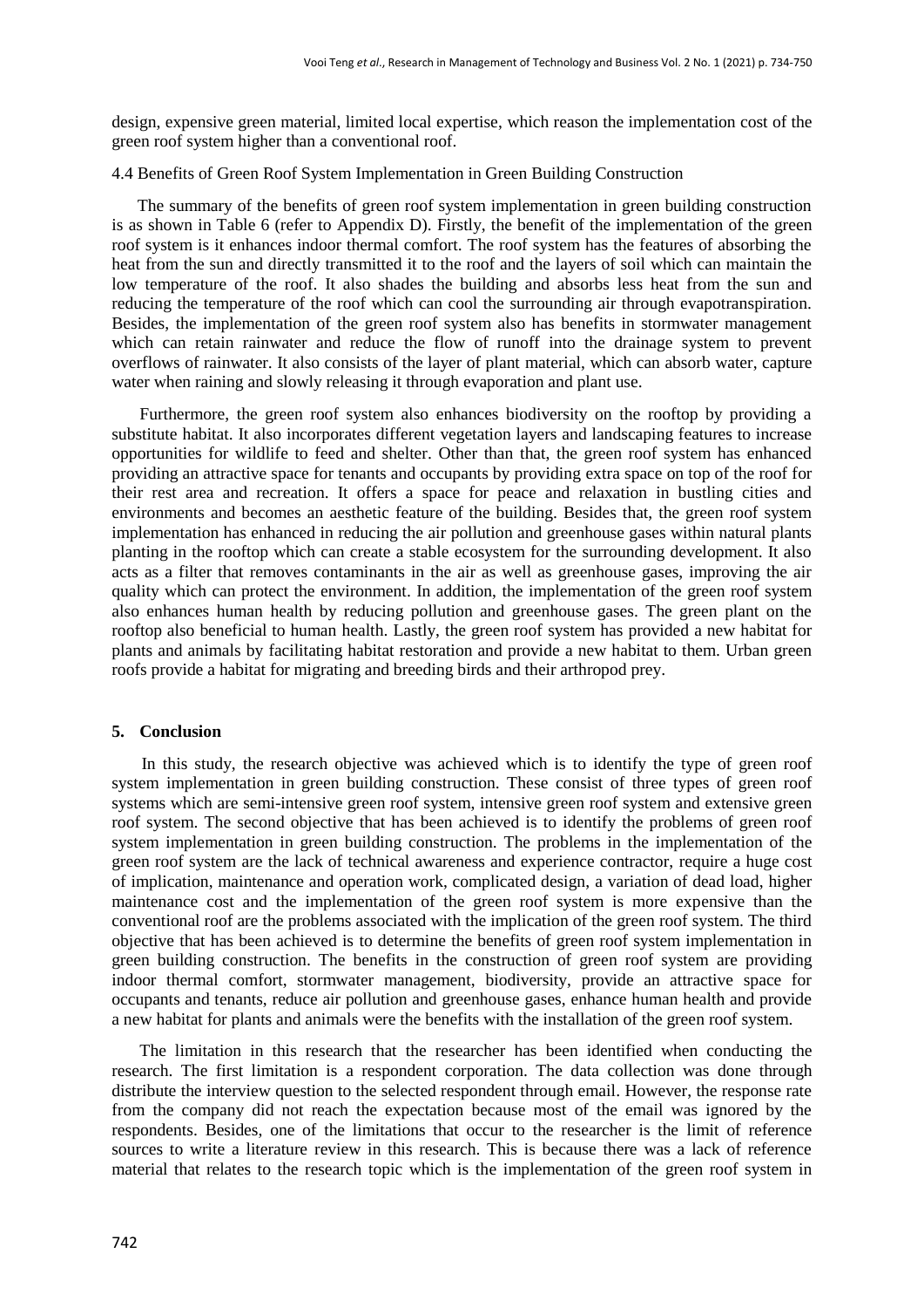design, expensive green material, limited local expertise, which reason the implementation cost of the green roof system higher than a conventional roof.

### 4.4 Benefits of Green Roof System Implementation in Green Building Construction

The summary of the benefits of green roof system implementation in green building construction is as shown in Table 6 (refer to Appendix D). Firstly, the benefit of the implementation of the green roof system is it enhances indoor thermal comfort. The roof system has the features of absorbing the heat from the sun and directly transmitted it to the roof and the layers of soil which can maintain the low temperature of the roof. It also shades the building and absorbs less heat from the sun and reducing the temperature of the roof which can cool the surrounding air through evapotranspiration. Besides, the implementation of the green roof system also has benefits in stormwater management which can retain rainwater and reduce the flow of runoff into the drainage system to prevent overflows of rainwater. It also consists of the layer of plant material, which can absorb water, capture water when raining and slowly releasing it through evaporation and plant use.

Furthermore, the green roof system also enhances biodiversity on the rooftop by providing a substitute habitat. It also incorporates different vegetation layers and landscaping features to increase opportunities for wildlife to feed and shelter. Other than that, the green roof system has enhanced providing an attractive space for tenants and occupants by providing extra space on top of the roof for their rest area and recreation. It offers a space for peace and relaxation in bustling cities and environments and becomes an aesthetic feature of the building. Besides that, the green roof system implementation has enhanced in reducing the air pollution and greenhouse gases within natural plants planting in the rooftop which can create a stable ecosystem for the surrounding development. It also acts as a filter that removes contaminants in the air as well as greenhouse gases, improving the air quality which can protect the environment. In addition, the implementation of the green roof system also enhances human health by reducing pollution and greenhouse gases. The green plant on the rooftop also beneficial to human health. Lastly, the green roof system has provided a new habitat for plants and animals by facilitating habitat restoration and provide a new habitat to them. Urban green roofs provide a habitat for migrating and breeding birds and their arthropod prey.

## 5. Conclusion

In this study, the research objective was achieved which is to identify the type of green roof system implementation in green building construction. These consist of three types of green roof systems which are semi-intensive green roof system, intensive green roof system and extensive green roof system. The second objective that has been achieved is to identify the problems of green roof system implementation in green building construction. The problems in the implementation of the green roof system are the lack of technical awareness and experience contractor, require a huge cost of implication, maintenance and operation work, complicated design, a variation of dead load, higher maintenance cost and the implementation of the green roof system is more expensive than the conventional roof are the problems associated with the implication of the green roof system. The third objective that has been achieved is to determine the benefits of green roof system implementation in green building construction. The benefits in the construction of green roof system are providing indoor thermal comfort, stormwater management, biodiversity, provide an attractive space for occupants and tenants, reduce air pollution and greenhouse gases, enhance human health and provide a new habitat for plants and animals were the benefits with the installation of the green roof system.

The limitation in this research that the researcher has been identified when conducting the research. The first limitation is a respondent corporation. The data collection was done through distribute the interview question to the selected respondent through email. However, the response rate from the company did not reach the expectation because most of the email was ignored by the respondents. Besides, one of the limitations that occur to the researcher is the limit of reference sources to write a literature review in this research. This is because there was a lack of reference material that relates to the research topic which is the implementation of the green roof system in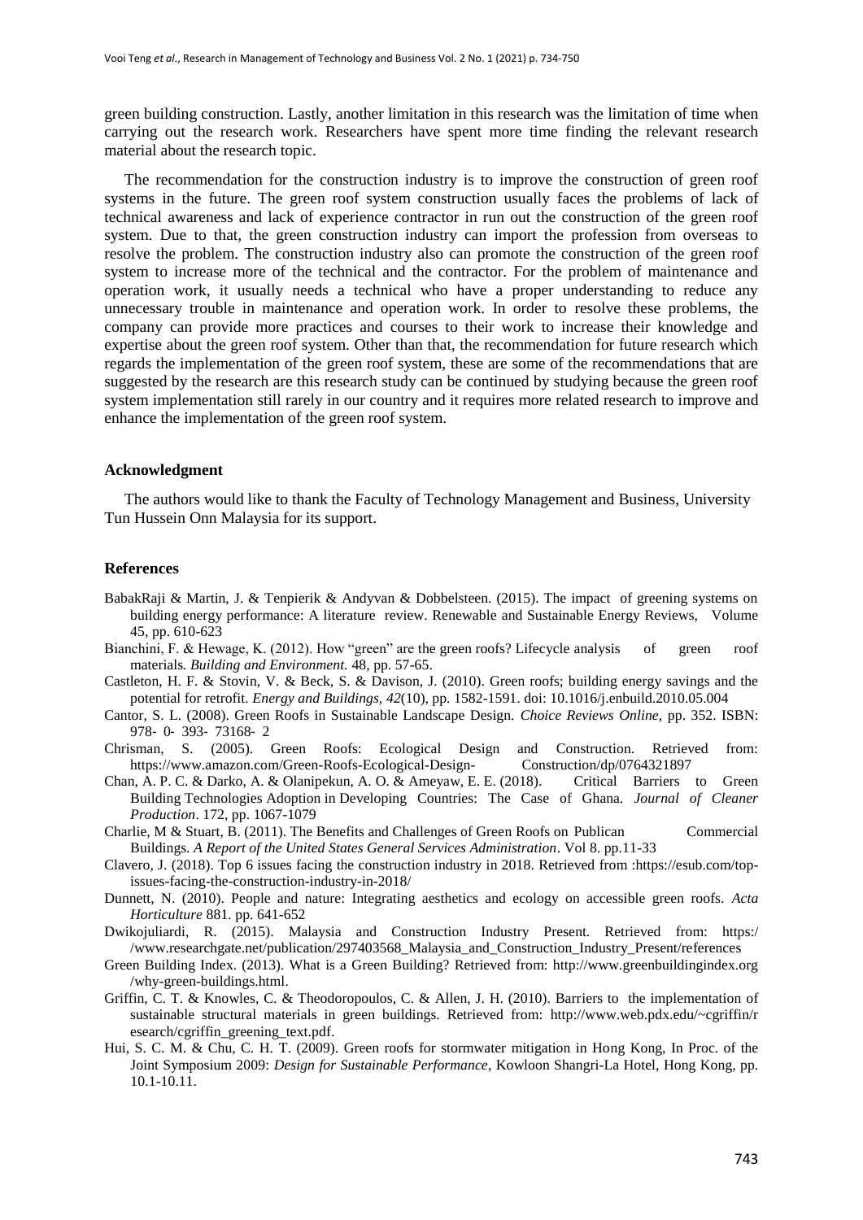green building construction. Lastly, another limitation in this research was the limitation of time when carrying out the research work. Researchers have spent more time finding the relevant research material about the research topic.

The recommendation for the construction industry is to improve the construction of green roof systems in the future. The green roof system construction usually faces the problems of lack of technical awareness and lack of experience contractor in run out the construction of the green roof system. Due to that, the green construction industry can import the profession from overseas to resolve the problem. The construction industry also can promote the construction of the green roof system to increase more of the technical and the contractor. For the problem of maintenance and operation work, it usually needs a technical who have a proper understanding to reduce any unnecessary trouble in maintenance and operation work. In order to resolve these problems, the company can provide more practices and courses to their work to increase their knowledge and expertise about the green roof system. Other than that, the recommendation for future research which regards the implementation of the green roof system, these are some of the recommendations that are suggested by the research are this research study can be continued by studying because the green roof system implementation still rarely in our country and it requires more related research to improve and enhance the implementation of the green roof system.

## Acknowledgment

The authors would like to thank the Faculty of Technology Management and Business, University Tun Hussein Onn Malaysia for its support.

## References

BabakRaji & Martin, J. & Tenpierik & Andyvan & Dobbelsteen. (2015). The impact of greening systems on building energy performance: A literature review. Renewable and Sustainable Energy Reviews, Volume 45, pp. 610-623

Bianchini, F. & Hewage, K. (2012). How "green" are the green roofs? Lifecycle analysis of green roof materials. *Building and Environment.* 48, pp. 57-65.

Castleton, H. F. & Stovin, V. & Beck, S. & Davison, J. (2010). Green roofs; building energy savings and the potential for retrofit. *Energy and Buildings, 42*(10), pp. 1582-1591. doi: 10.1016/j.enbuild.2010.05.004

Cantor, S. L. (2008). Green Roofs in Sustainable Landscape Design. *Choice Reviews Online*, pp. 352. ISBN: 978- 0- 393- 73168- 2

Chrisman, S. (2005). Green Roofs: Ecological Design and Construction. Retrieved from: https://www.amazon.com/Green-Roofs-Ecological-Design- Construction/dp/0764321897

Chan, A. P. C. & Darko, A. & Olanipekun, A. O. & Ameyaw, E. E. (2018). Critical Barriers to Green Building Technologies Adoption in Developing Countries: The Case of Ghana. *Journal of Cleaner Production*. 172, pp. 1067-1079

Charlie, M & Stuart, B. (2011). The Benefits and Challenges of Green Roofs on Publican Commercial Buildings. *A Report of the United States General Services Administration*. Vol 8. pp.11-33

Clavero, J. (2018). Top 6 issues facing the construction industry in 2018. Retrieved from :https://esub.com/top-issues-facing-the-construction-industry-in-2018/

Dunnett, N. (2010). People and nature: Integrating aesthetics and ecology on accessible green roofs. *Acta Horticulture* 881. pp. 641-652

Dwikojuliardi, R. (2015). Malaysia and Construction Industry Present. Retrieved from: https://www.researchgate.net/publication/297403568_Malaysia_and_Construction_Industry_Present/references

Green Building Index. (2013). What is a Green Building? Retrieved from: http://www.greenbuildingindex.org/why-green-buildings.html.

Griffin, C. T. & Knowles, C. & Theodoropoulos, C. & Allen, J. H. (2010). Barriers to the implementation of sustainable structural materials in green buildings. Retrieved from: http://www.web.pdx.edu/~cgriffin/research/cgriffin_greening_text.pdf.

Hui, S. C. M. & Chu, C. H. T. (2009). Green roofs for stormwater mitigation in Hong Kong, In Proc. of the Joint Symposium 2009: *Design for Sustainable Performance*, Kowloon Shangri-La Hotel, Hong Kong, pp. 10.1-10.11.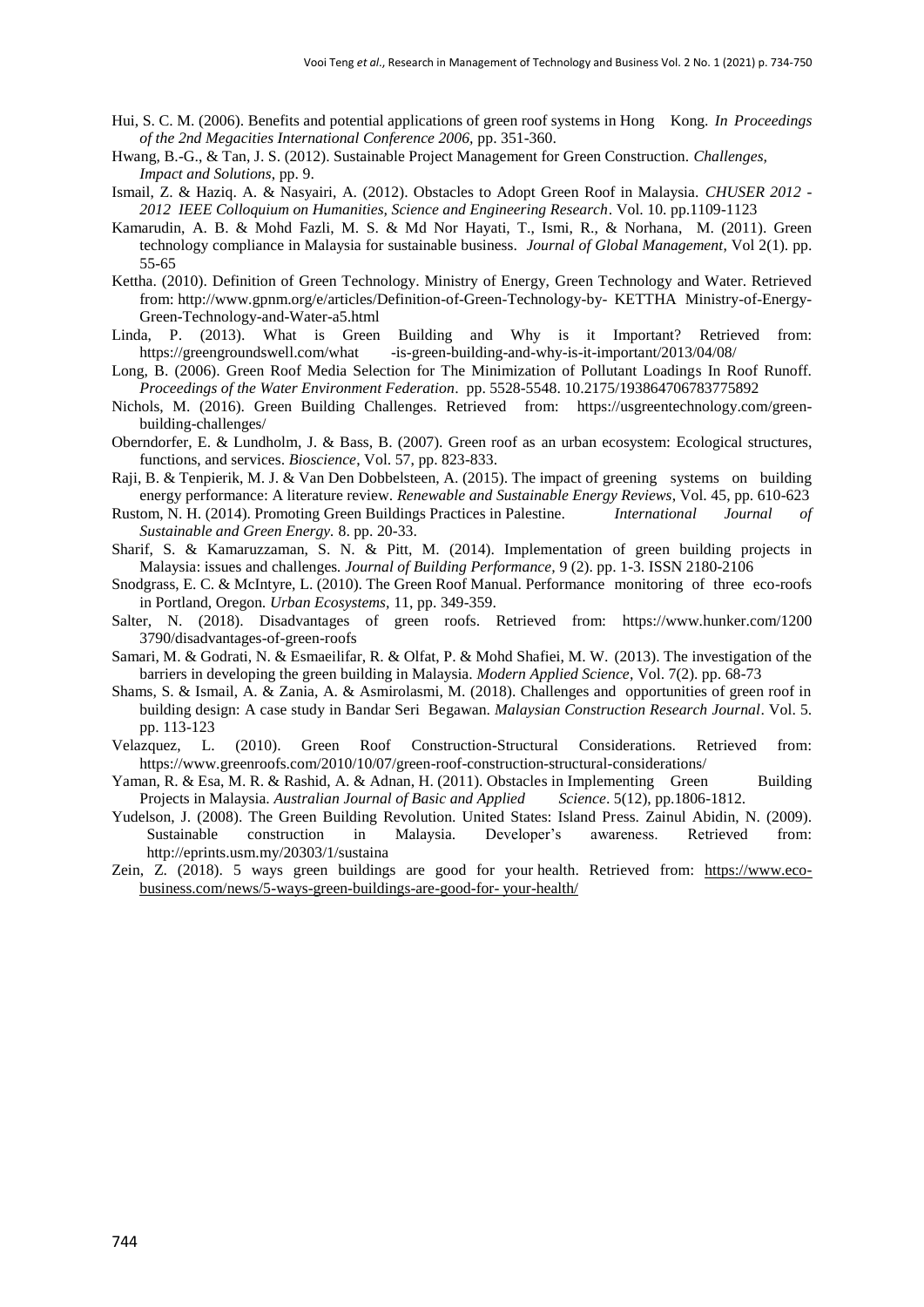Hui, S. C. M. (2006). Benefits and potential applications of green roof systems in Hong Kong. *In Proceedings of the 2nd Megacities International Conference 2006,* pp. 351-360.

Hwang, B.-G., & Tan, J. S. (2012). Sustainable Project Management for Green Construction. *Challenges, Impact and Solutions*, pp. 9.

Ismail, Z. & Haziq. A. & Nasyairi, A. (2012). Obstacles to Adopt Green Roof in Malaysia. *CHUSER 2012 - 2012 IEEE Colloquium on Humanities, Science and Engineering Research*. Vol. 10. pp.1109-1123

Kamarudin, A. B. & Mohd Fazli, M. S. & Md Nor Hayati, T., Ismi, R., & Norhana, M. (2011). Green technology compliance in Malaysia for sustainable business. *Journal of Global Management*, Vol 2(1). pp. 55-65

Kettha. (2010). Definition of Green Technology. Ministry of Energy, Green Technology and Water. Retrieved from: http://www.gpnm.org/e/articles/Definition-of-Green-Technology-by- KETTHA Ministry-of-Energy-Green-Technology-and-Water-a5.html

Linda, P. (2013). What is Green Building and Why is it Important? Retrieved from: https://greengroundswell.com/what -is-green-building-and-why-is-it-important/2013/04/08/

Long, B. (2006). Green Roof Media Selection for The Minimization of Pollutant Loadings In Roof Runoff. *Proceedings of the Water Environment Federation*. pp. 5528-5548. 10.2175/193864706783775892

Nichols, M. (2016). Green Building Challenges. Retrieved from: https://usgreentechnology.com/green-building-challenges/

Oberndorfer, E. & Lundholm, J. & Bass, B. (2007). Green roof as an urban ecosystem: Ecological structures, functions, and services. *Bioscience*, Vol. 57, pp. 823-833.

Raji, B. & Tenpierik, M. J. & Van Den Dobbelsteen, A. (2015). The impact of greening systems on building energy performance: A literature review. *Renewable and Sustainable Energy Reviews*, Vol. 45, pp. 610-623

Rustom, N. H. (2014). Promoting Green Buildings Practices in Palestine. *International Journal of Sustainable and Green Energy.* 8. pp. 20-33.

Sharif, S. & Kamaruzzaman, S. N. & Pitt, M. (2014). Implementation of green building projects in Malaysia: issues and challenges. *Journal of Building Performance,* 9 (2). pp. 1-3. ISSN 2180-2106

Snodgrass, E. C. & McIntyre, L. (2010). The Green Roof Manual. Performance monitoring of three eco-roofs in Portland, Oregon. *Urban Ecosystems*, 11, pp. 349-359.

Salter, N. (2018). Disadvantages of green roofs. Retrieved from: https://www.hunker.com/1200 3790/disadvantages-of-green-roofs

Samari, M. & Godrati, N. & Esmaeilifar, R. & Olfat, P. & Mohd Shafiei, M. W. (2013). The investigation of the barriers in developing the green building in Malaysia. *Modern Applied Science*, Vol. 7(2). pp. 68-73

Shams, S. & Ismail, A. & Zania, A. & Asmirolasmi, M. (2018). Challenges and opportunities of green roof in building design: A case study in Bandar Seri Begawan. *Malaysian Construction Research Journal*. Vol. 5. pp. 113-123

Velazquez, L. (2010). Green Roof Construction-Structural Considerations. Retrieved from: https://www.greenroofs.com/2010/10/07/green-roof-construction-structural-considerations/

Yaman, R. & Esa, M. R. & Rashid, A. & Adnan, H. (2011). Obstacles in Implementing Green Building Projects in Malaysia. *Australian Journal of Basic and Applied Science*. 5(12), pp.1806-1812.

Yudelson, J. (2008). The Green Building Revolution. United States: Island Press. Zainul Abidin, N. (2009). Sustainable construction in Malaysia. Developer's awareness. Retrieved from: http://eprints.usm.my/20303/1/sustaina

Zein, Z. (2018). 5 ways green buildings are good for your health. Retrieved from: https://www.eco-business.com/news/5-ways-green-buildings-are-good-for- your-health/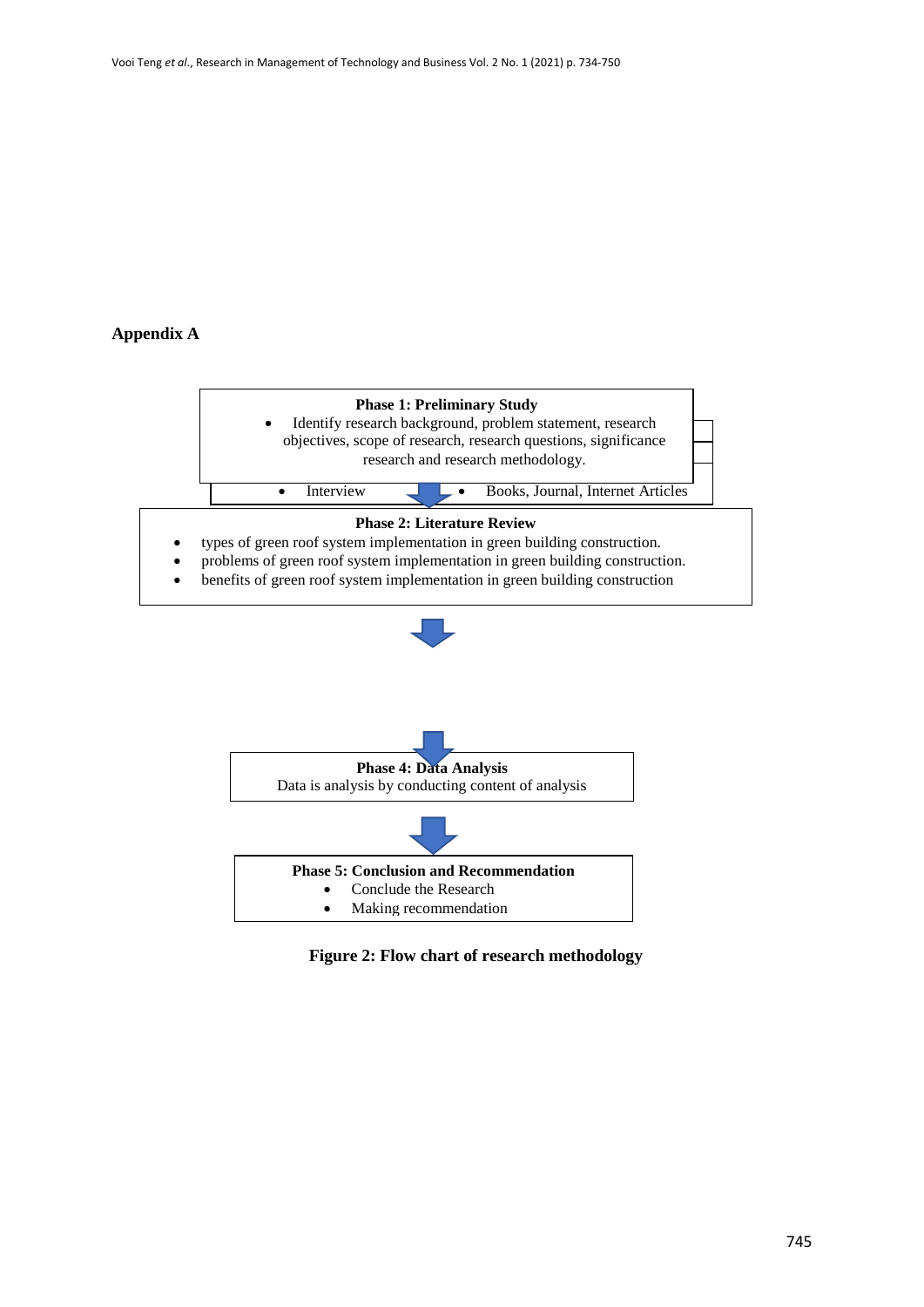## Appendix A

**Phase 1: Preliminary Study**

- Identify research background, problem statement, research objectives, scope of research, research questions, significance research and research methodology.

- Interview
- Books, Journal, Internet Articles

**Phase 2: Literature Review**

- types of green roof system implementation in green building construction.
- problems of green roof system implementation in green building construction.
- benefits of green roof system implementation in green building construction

**Phase 4: Data Analysis**

Data is analysis by conducting content of analysis

**Phase 5: Conclusion and Recommendation**

- Conclude the Research
- Making recommendation

**Figure 2: Flow chart of research methodology**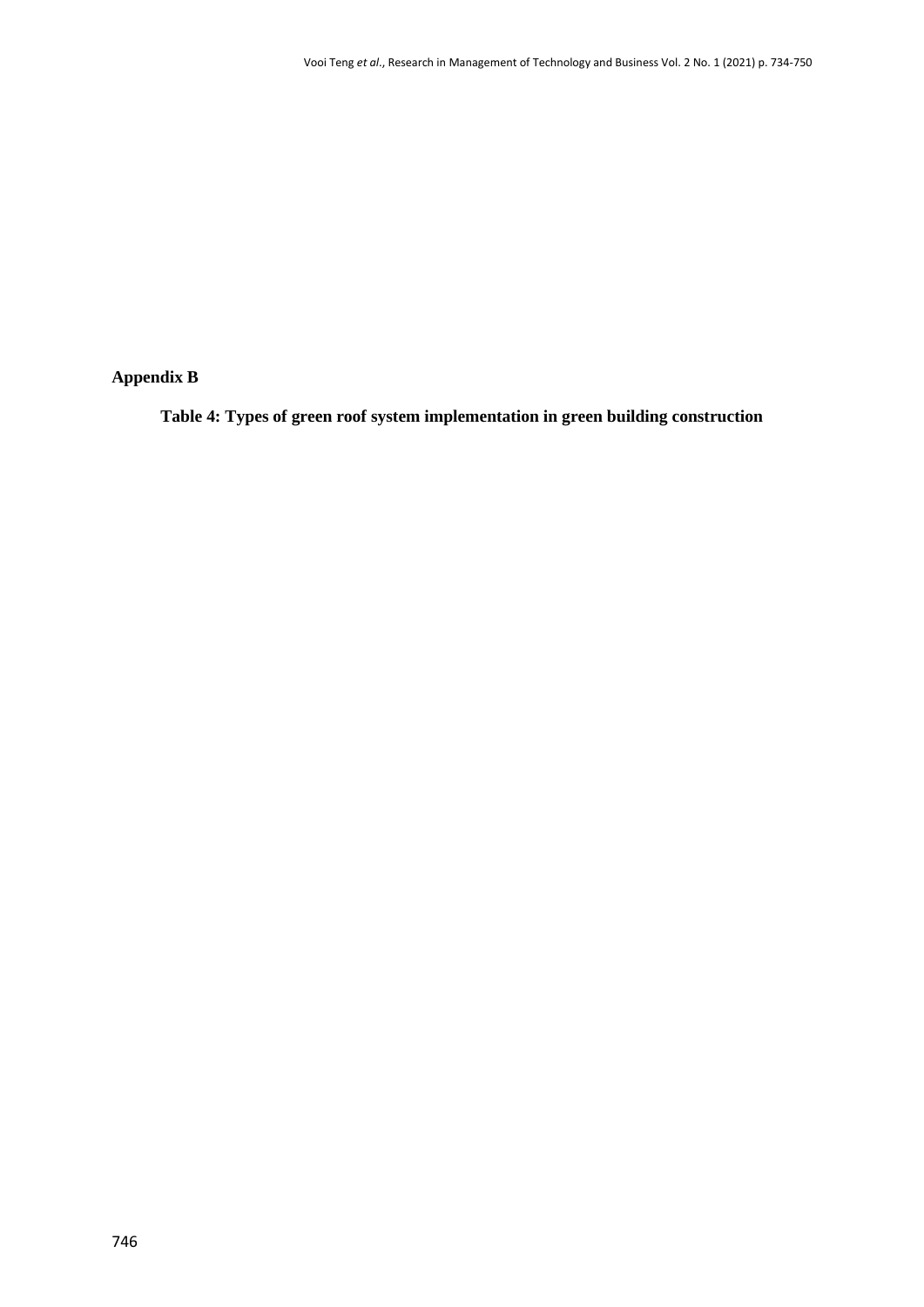## Appendix B

**Table 4: Types of green roof system implementation in green building construction**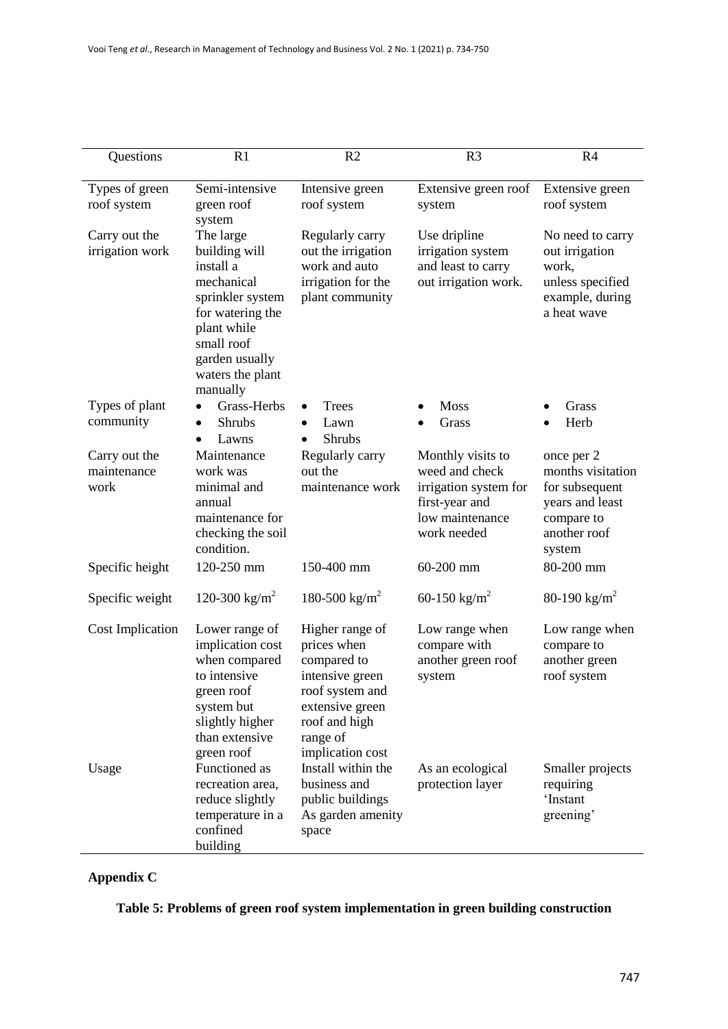| Questions | R1 | R2 | R3 | R4 |
|---|---|---|---|---|
| Types of green roof system | Semi-intensive green roof system | Intensive green roof system | Extensive green roof system | Extensive green roof system |
| Carry out the irrigation work | The large building will install a mechanical sprinkler system for watering the plant while small roof garden usually waters the plant manually | Regularly carry out the irrigation work and auto irrigation for the plant community | Use dripline irrigation system and least to carry out irrigation work. | No need to carry out irrigation work, unless specified example, during a heat wave |
| Types of plant community | • Grass-Herbs<br>• Shrubs<br>• Lawns | • Trees<br>• Lawn<br>• Shrubs | • Moss<br>• Grass | • Grass<br>• Herb |
| Carry out the maintenance work | Maintenance work was minimal and annual maintenance for checking the soil condition. | Regularly carry out the maintenance work | Monthly visits to weed and check irrigation system for first-year and low maintenance work needed | once per 2 months visitation for subsequent years and least compare to another roof system |
| Specific height | 120-250 mm | 150-400 mm | 60-200 mm | 80-200 mm |
| Specific weight | 120-300 kg/m$^2$ | 180-500 kg/m$^2$ | 60-150 kg/m$^2$ | 80-190 kg/m$^2$ |
| Cost Implication | Lower range of implication cost when compared to intensive green roof system but slightly higher than extensive green roof | Higher range of prices when compared to intensive green roof system and extensive green roof and high range of implication cost | Low range when compare with another green roof system | Low range when compare to another green roof system |
| Usage | Functioned as recreation area, reduce slightly temperature in a confined building | Install within the business and public buildings As garden amenity space | As an ecological protection layer | Smaller projects requiring 'Instant greening' |

## Appendix C

**Table 5: Problems of green roof system implementation in green building construction**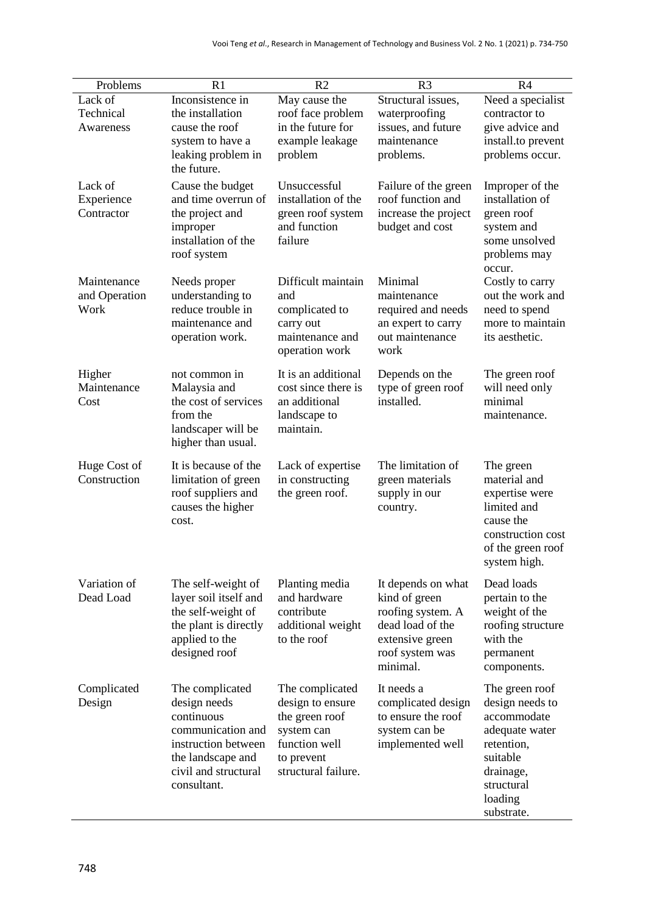| Problems | R1 | R2 | R3 | R4 |
|---|---|---|---|---|
| Lack of Technical Awareness | Inconsistence in the installation cause the roof system to have a leaking problem in the future. | May cause the roof face problem in the future for example leakage problem | Structural issues, waterproofing issues, and future maintenance problems. | Need a specialist contractor to give advice and install.to prevent problems occur. |
| Lack of Experience Contractor | Cause the budget and time overrun of the project and improper installation of the roof system | Unsuccessful installation of the green roof system and function failure | Failure of the green roof function and increase the project budget and cost | Improper of the installation of green roof system and some unsolved problems may occur. |
| Maintenance and Operation Work | Needs proper understanding to reduce trouble in maintenance and operation work. | Difficult maintain and complicated to carry out maintenance and operation work | Minimal maintenance required and needs an expert to carry out maintenance work | Costly to carry out the work and need to spend more to maintain its aesthetic. |
| Higher Maintenance Cost | not common in Malaysia and the cost of services from the landscaper will be higher than usual. | It is an additional cost since there is an additional landscape to maintain. | Depends on the type of green roof installed. | The green roof will need only minimal maintenance. |
| Huge Cost of Construction | It is because of the limitation of green roof suppliers and causes the higher cost. | Lack of expertise in constructing the green roof. | The limitation of green materials supply in our country. | The green material and expertise were limited and cause the construction cost of the green roof system high. |
| Variation of Dead Load | The self-weight of layer soil itself and the self-weight of the plant is directly applied to the designed roof | Planting media and hardware contribute additional weight to the roof | It depends on what kind of green roofing system. A dead load of the extensive green roof system was minimal. | Dead loads pertain to the weight of the roofing structure with the permanent components. |
| Complicated Design | The complicated design needs continuous communication and instruction between the landscape and civil and structural consultant. | The complicated design to ensure the green roof system can function well to prevent structural failure. | It needs a complicated design to ensure the roof system can be implemented well | The green roof design needs to accommodate adequate water retention, suitable drainage, structural loading substrate. |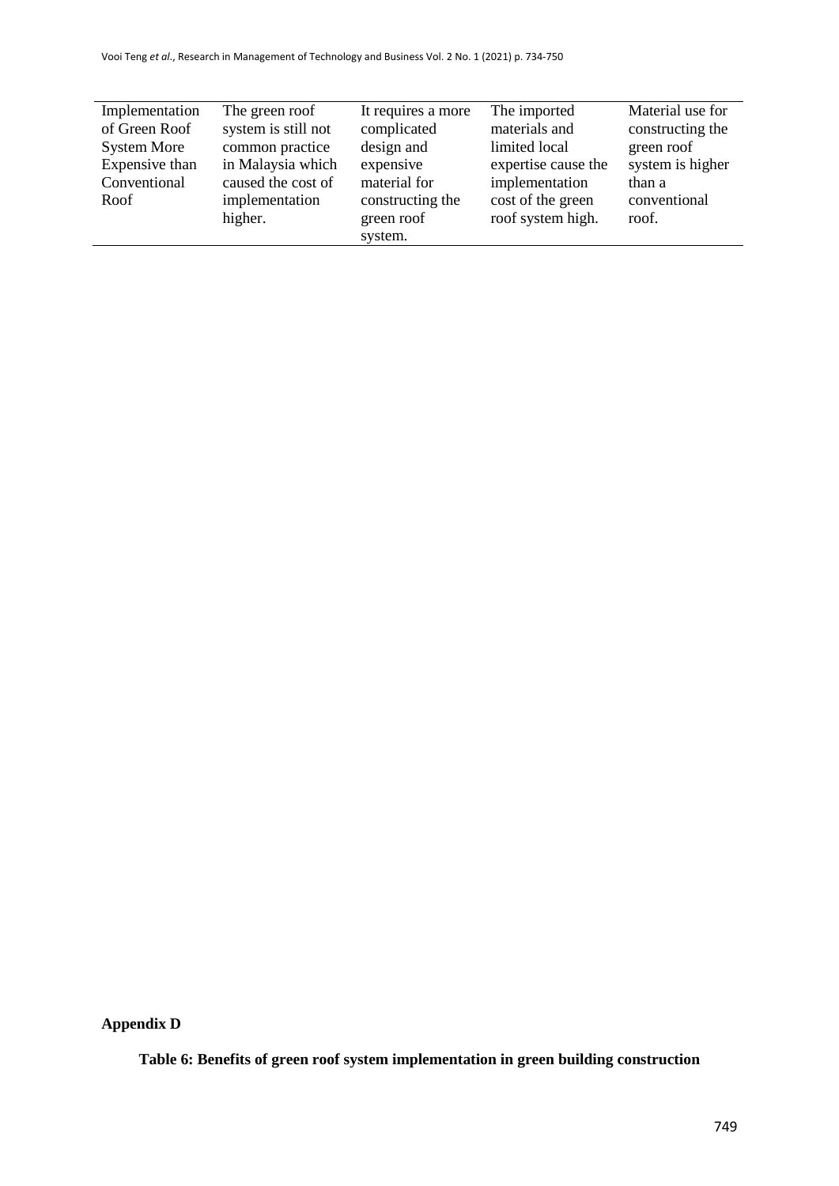| | | | | |
|---|---|---|---|---|
| Implementation of Green Roof System More Expensive than Conventional Roof | The green roof system is still not common practice in Malaysia which caused the cost of implementation higher. | It requires a more complicated design and expensive material for constructing the green roof system. | The imported materials and limited local expertise cause the implementation cost of the green roof system high. | Material use for constructing the green roof system is higher than a conventional roof. |

**Appendix D**

**Table 6: Benefits of green roof system implementation in green building construction**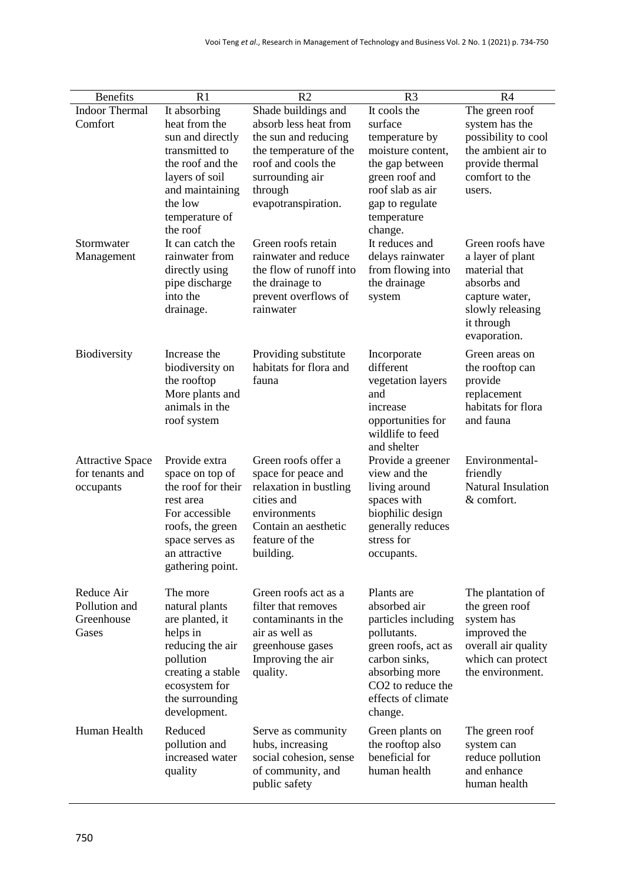| Benefits | R1 | R2 | R3 | R4 |
|---|---|---|---|---|
| Indoor Thermal Comfort | It absorbing heat from the sun and directly transmitted to the roof and the layers of soil and maintaining the low temperature of the roof | Shade buildings and absorb less heat from the sun and reducing the temperature of the roof and cools the surrounding air through evapotranspiration. | It cools the surface temperature by moisture content, the gap between green roof and roof slab as air gap to regulate temperature change. | The green roof system has the possibility to cool the ambient air to provide thermal comfort to the users. |
| Stormwater Management | It can catch the rainwater from directly using pipe discharge into the drainage. | Green roofs retain rainwater and reduce the flow of runoff into the drainage to prevent overflows of rainwater | It reduces and delays rainwater from flowing into the drainage system | Green roofs have a layer of plant material that absorbs and capture water, slowly releasing it through evaporation. |
| Biodiversity | Increase the biodiversity on the rooftop More plants and animals in the roof system | Providing substitute habitats for flora and fauna | Incorporate different vegetation layers and increase opportunities for wildlife to feed and shelter | Green areas on the rooftop can provide replacement habitats for flora and fauna |
| Attractive Space for tenants and occupants | Provide extra space on top of the roof for their rest area For accessible roofs, the green space serves as an attractive gathering point. | Green roofs offer a space for peace and relaxation in bustling cities and environments Contain an aesthetic feature of the building. | Provide a greener view and the living around spaces with biophilic design generally reduces stress for occupants. | Environmental-friendly Natural Insulation & comfort. |
| Reduce Air Pollution and Greenhouse Gases | The more natural plants are planted, it helps in reducing the air pollution creating a stable ecosystem for the surrounding development. | Green roofs act as a filter that removes contaminants in the air as well as greenhouse gases Improving the air quality. | Plants are absorbed air particles including pollutants. green roofs, act as carbon sinks, absorbing more $CO_2$ to reduce the effects of climate change. | The plantation of the green roof system has improved the overall air quality which can protect the environment. |
| Human Health | Reduced pollution and increased water quality | Serve as community hubs, increasing social cohesion, sense of community, and public safety | Green plants on the rooftop also beneficial for human health | The green roof system can reduce pollution and enhance human health |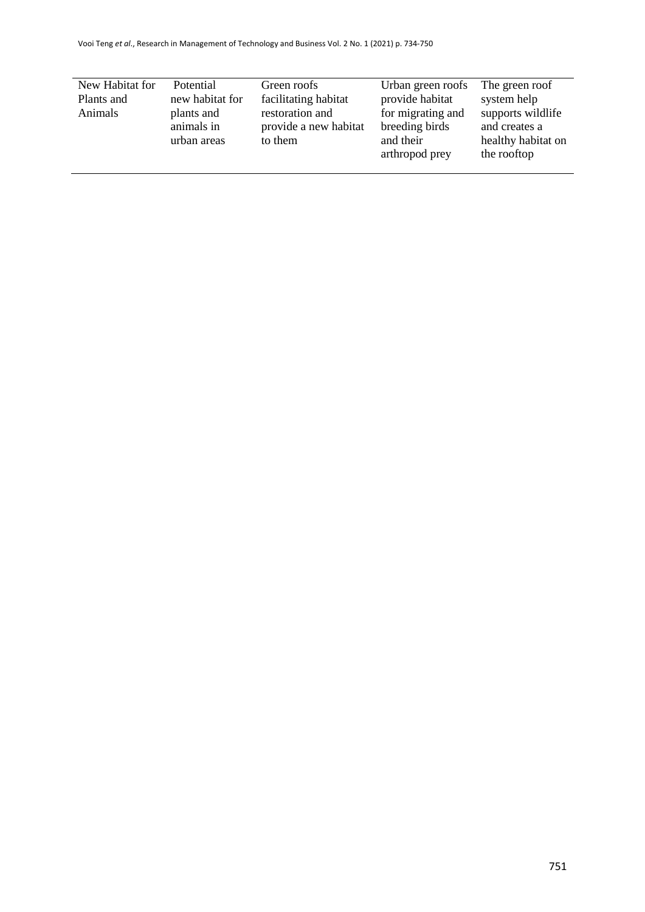| | | | | |
|---|---|---|---|---|
| New Habitat for Plants and Animals | Potential new habitat for plants and animals in urban areas | Green roofs facilitating habitat restoration and provide a new habitat to them | Urban green roofs provide habitat for migrating and breeding birds and their arthropod prey | The green roof system help supports wildlife and creates a healthy habitat on the rooftop |